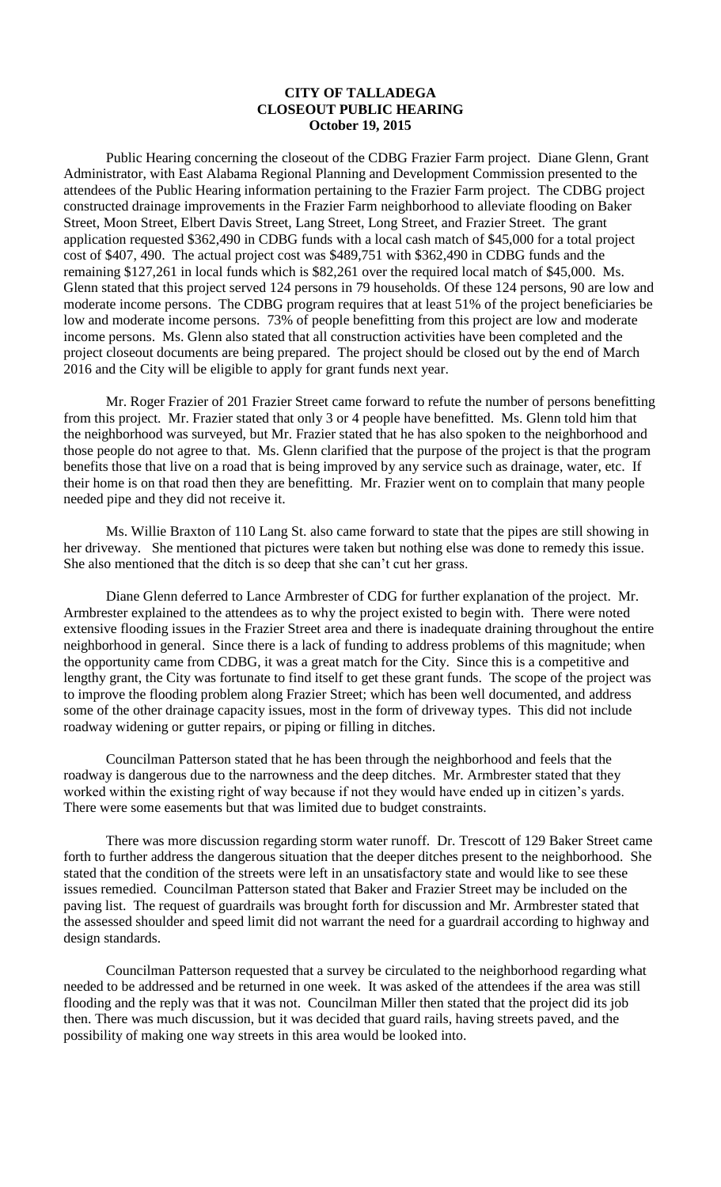**CITY OF TALLADEGA**
**CLOSEOUT PUBLIC HEARING**
**October 19, 2015**

Public Hearing concerning the closeout of the CDBG Frazier Farm project. Diane Glenn, Grant Administrator, with East Alabama Regional Planning and Development Commission presented to the attendees of the Public Hearing information pertaining to the Frazier Farm project. The CDBG project constructed drainage improvements in the Frazier Farm neighborhood to alleviate flooding on Baker Street, Moon Street, Elbert Davis Street, Lang Street, Long Street, and Frazier Street. The grant application requested $362,490 in CDBG funds with a local cash match of $45,000 for a total project cost of $407, 490. The actual project cost was $489,751 with $362,490 in CDBG funds and the remaining $127,261 in local funds which is $82,261 over the required local match of $45,000. Ms. Glenn stated that this project served 124 persons in 79 households. Of these 124 persons, 90 are low and moderate income persons. The CDBG program requires that at least 51% of the project beneficiaries be low and moderate income persons. 73% of people benefitting from this project are low and moderate income persons. Ms. Glenn also stated that all construction activities have been completed and the project closeout documents are being prepared. The project should be closed out by the end of March 2016 and the City will be eligible to apply for grant funds next year.

Mr. Roger Frazier of 201 Frazier Street came forward to refute the number of persons benefitting from this project. Mr. Frazier stated that only 3 or 4 people have benefitted. Ms. Glenn told him that the neighborhood was surveyed, but Mr. Frazier stated that he has also spoken to the neighborhood and those people do not agree to that. Ms. Glenn clarified that the purpose of the project is that the program benefits those that live on a road that is being improved by any service such as drainage, water, etc. If their home is on that road then they are benefitting. Mr. Frazier went on to complain that many people needed pipe and they did not receive it.

Ms. Willie Braxton of 110 Lang St. also came forward to state that the pipes are still showing in her driveway. She mentioned that pictures were taken but nothing else was done to remedy this issue. She also mentioned that the ditch is so deep that she can't cut her grass.

Diane Glenn deferred to Lance Armbrester of CDG for further explanation of the project. Mr. Armbrester explained to the attendees as to why the project existed to begin with. There were noted extensive flooding issues in the Frazier Street area and there is inadequate draining throughout the entire neighborhood in general. Since there is a lack of funding to address problems of this magnitude; when the opportunity came from CDBG, it was a great match for the City. Since this is a competitive and lengthy grant, the City was fortunate to find itself to get these grant funds. The scope of the project was to improve the flooding problem along Frazier Street; which has been well documented, and address some of the other drainage capacity issues, most in the form of driveway types. This did not include roadway widening or gutter repairs, or piping or filling in ditches.

Councilman Patterson stated that he has been through the neighborhood and feels that the roadway is dangerous due to the narrowness and the deep ditches. Mr. Armbrester stated that they worked within the existing right of way because if not they would have ended up in citizen's yards. There were some easements but that was limited due to budget constraints.

There was more discussion regarding storm water runoff. Dr. Trescott of 129 Baker Street came forth to further address the dangerous situation that the deeper ditches present to the neighborhood. She stated that the condition of the streets were left in an unsatisfactory state and would like to see these issues remedied. Councilman Patterson stated that Baker and Frazier Street may be included on the paving list. The request of guardrails was brought forth for discussion and Mr. Armbrester stated that the assessed shoulder and speed limit did not warrant the need for a guardrail according to highway and design standards.

Councilman Patterson requested that a survey be circulated to the neighborhood regarding what needed to be addressed and be returned in one week. It was asked of the attendees if the area was still flooding and the reply was that it was not. Councilman Miller then stated that the project did its job then. There was much discussion, but it was decided that guard rails, having streets paved, and the possibility of making one way streets in this area would be looked into.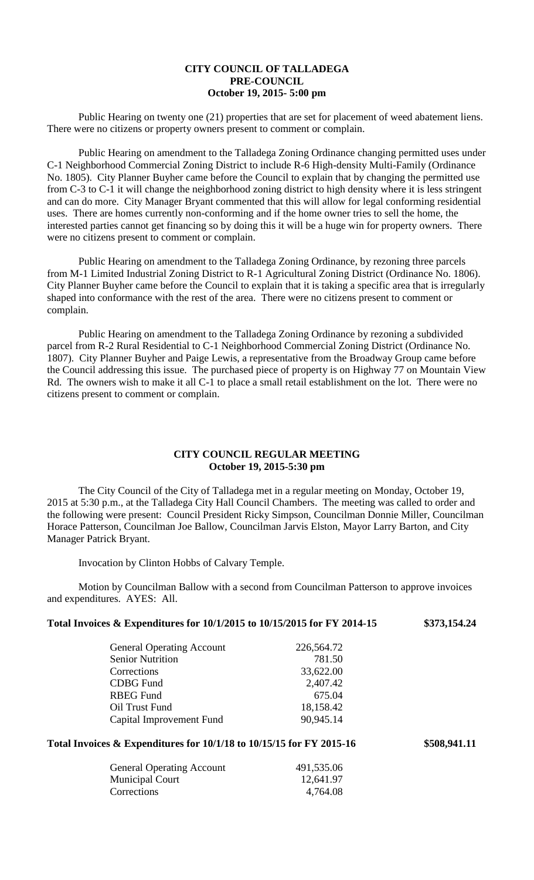# CITY COUNCIL OF TALLADEGA
## PRE-COUNCIL
### October 19, 2015- 5:00 pm

Public Hearing on twenty one (21) properties that are set for placement of weed abatement liens. There were no citizens or property owners present to comment or complain.

Public Hearing on amendment to the Talladega Zoning Ordinance changing permitted uses under C-1 Neighborhood Commercial Zoning District to include R-6 High-density Multi-Family (Ordinance No. 1805). City Planner Buyher came before the Council to explain that by changing the permitted use from C-3 to C-1 it will change the neighborhood zoning district to high density where it is less stringent and can do more. City Manager Bryant commented that this will allow for legal conforming residential uses. There are homes currently non-conforming and if the home owner tries to sell the home, the interested parties cannot get financing so by doing this it will be a huge win for property owners. There were no citizens present to comment or complain.

Public Hearing on amendment to the Talladega Zoning Ordinance, by rezoning three parcels from M-1 Limited Industrial Zoning District to R-1 Agricultural Zoning District (Ordinance No. 1806). City Planner Buyher came before the Council to explain that it is taking a specific area that is irregularly shaped into conformance with the rest of the area. There were no citizens present to comment or complain.

Public Hearing on amendment to the Talladega Zoning Ordinance by rezoning a subdivided parcel from R-2 Rural Residential to C-1 Neighborhood Commercial Zoning District (Ordinance No. 1807). City Planner Buyher and Paige Lewis, a representative from the Broadway Group came before the Council addressing this issue. The purchased piece of property is on Highway 77 on Mountain View Rd. The owners wish to make it all C-1 to place a small retail establishment on the lot. There were no citizens present to comment or complain.

## CITY COUNCIL REGULAR MEETING
### October 19, 2015-5:30 pm

The City Council of the City of Talladega met in a regular meeting on Monday, October 19, 2015 at 5:30 p.m., at the Talladega City Hall Council Chambers. The meeting was called to order and the following were present: Council President Ricky Simpson, Councilman Donnie Miller, Councilman Horace Patterson, Councilman Joe Ballow, Councilman Jarvis Elston, Mayor Larry Barton, and City Manager Patrick Bryant.

Invocation by Clinton Hobbs of Calvary Temple.

Motion by Councilman Ballow with a second from Councilman Patterson to approve invoices and expenditures. AYES: All.

**Total Invoices & Expenditures for 10/1/2015 to 10/15/2015 for FY 2014-15 \$373,154.24**

| | |
|---|---|
| General Operating Account | 226,564.72 |
| Senior Nutrition | 781.50 |
| Corrections | 33,622.00 |
| CDBG Fund | 2,407.42 |
| RBEG Fund | 675.04 |
| Oil Trust Fund | 18,158.42 |
| Capital Improvement Fund | 90,945.14 |

**Total Invoices & Expenditures for 10/1/18 to 10/15/15 for FY 2015-16 \$508,941.11**

| | |
|---|---|
| General Operating Account | 491,535.06 |
| Municipal Court | 12,641.97 |
| Corrections | 4,764.08 |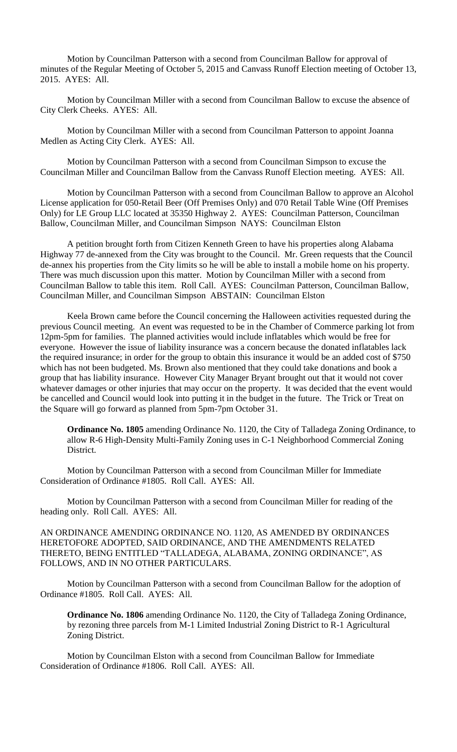Motion by Councilman Patterson with a second from Councilman Ballow for approval of minutes of the Regular Meeting of October 5, 2015 and Canvass Runoff Election meeting of October 13, 2015. AYES: All.

Motion by Councilman Miller with a second from Councilman Ballow to excuse the absence of City Clerk Cheeks. AYES: All.

Motion by Councilman Miller with a second from Councilman Patterson to appoint Joanna Medlen as Acting City Clerk. AYES: All.

Motion by Councilman Patterson with a second from Councilman Simpson to excuse the Councilman Miller and Councilman Ballow from the Canvass Runoff Election meeting. AYES: All.

Motion by Councilman Patterson with a second from Councilman Ballow to approve an Alcohol License application for 050-Retail Beer (Off Premises Only) and 070 Retail Table Wine (Off Premises Only) for LE Group LLC located at 35350 Highway 2. AYES: Councilman Patterson, Councilman Ballow, Councilman Miller, and Councilman Simpson NAYS: Councilman Elston

A petition brought forth from Citizen Kenneth Green to have his properties along Alabama Highway 77 de-annexed from the City was brought to the Council. Mr. Green requests that the Council de-annex his properties from the City limits so he will be able to install a mobile home on his property. There was much discussion upon this matter. Motion by Councilman Miller with a second from Councilman Ballow to table this item. Roll Call. AYES: Councilman Patterson, Councilman Ballow, Councilman Miller, and Councilman Simpson ABSTAIN: Councilman Elston

Keela Brown came before the Council concerning the Halloween activities requested during the previous Council meeting. An event was requested to be in the Chamber of Commerce parking lot from 12pm-5pm for families. The planned activities would include inflatables which would be free for everyone. However the issue of liability insurance was a concern because the donated inflatables lack the required insurance; in order for the group to obtain this insurance it would be an added cost of $750 which has not been budgeted. Ms. Brown also mentioned that they could take donations and book a group that has liability insurance. However City Manager Bryant brought out that it would not cover whatever damages or other injuries that may occur on the property. It was decided that the event would be cancelled and Council would look into putting it in the budget in the future. The Trick or Treat on the Square will go forward as planned from 5pm-7pm October 31.

**Ordinance No. 1805** amending Ordinance No. 1120, the City of Talladega Zoning Ordinance, to allow R-6 High-Density Multi-Family Zoning uses in C-1 Neighborhood Commercial Zoning District.

Motion by Councilman Patterson with a second from Councilman Miller for Immediate Consideration of Ordinance #1805. Roll Call. AYES: All.

Motion by Councilman Patterson with a second from Councilman Miller for reading of the heading only. Roll Call. AYES: All.

AN ORDINANCE AMENDING ORDINANCE NO. 1120, AS AMENDED BY ORDINANCES HERETOFORE ADOPTED, SAID ORDINANCE, AND THE AMENDMENTS RELATED THERETO, BEING ENTITLED "TALLADEGA, ALABAMA, ZONING ORDINANCE", AS FOLLOWS, AND IN NO OTHER PARTICULARS.

Motion by Councilman Patterson with a second from Councilman Ballow for the adoption of Ordinance #1805. Roll Call. AYES: All.

**Ordinance No. 1806** amending Ordinance No. 1120, the City of Talladega Zoning Ordinance, by rezoning three parcels from M-1 Limited Industrial Zoning District to R-1 Agricultural Zoning District.

Motion by Councilman Elston with a second from Councilman Ballow for Immediate Consideration of Ordinance #1806. Roll Call. AYES: All.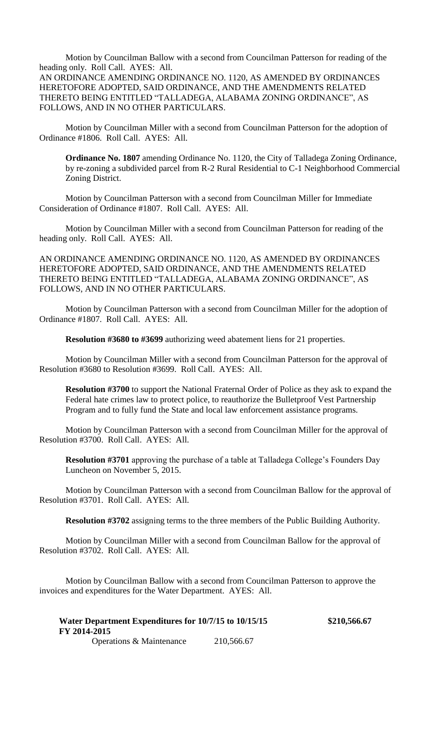Motion by Councilman Ballow with a second from Councilman Patterson for reading of the heading only. Roll Call. AYES: All.

AN ORDINANCE AMENDING ORDINANCE NO. 1120, AS AMENDED BY ORDINANCES HERETOFORE ADOPTED, SAID ORDINANCE, AND THE AMENDMENTS RELATED THERETO BEING ENTITLED "TALLADEGA, ALABAMA ZONING ORDINANCE", AS FOLLOWS, AND IN NO OTHER PARTICULARS.

Motion by Councilman Miller with a second from Councilman Patterson for the adoption of Ordinance #1806. Roll Call. AYES: All.

**Ordinance No. 1807** amending Ordinance No. 1120, the City of Talladega Zoning Ordinance, by re-zoning a subdivided parcel from R-2 Rural Residential to C-1 Neighborhood Commercial Zoning District.

Motion by Councilman Patterson with a second from Councilman Miller for Immediate Consideration of Ordinance #1807. Roll Call. AYES: All.

Motion by Councilman Miller with a second from Councilman Patterson for reading of the heading only. Roll Call. AYES: All.

AN ORDINANCE AMENDING ORDINANCE NO. 1120, AS AMENDED BY ORDINANCES HERETOFORE ADOPTED, SAID ORDINANCE, AND THE AMENDMENTS RELATED THERETO BEING ENTITLED "TALLADEGA, ALABAMA ZONING ORDINANCE", AS FOLLOWS, AND IN NO OTHER PARTICULARS.

Motion by Councilman Patterson with a second from Councilman Miller for the adoption of Ordinance #1807. Roll Call. AYES: All.

**Resolution #3680 to #3699** authorizing weed abatement liens for 21 properties.

Motion by Councilman Miller with a second from Councilman Patterson for the approval of Resolution #3680 to Resolution #3699. Roll Call. AYES: All.

**Resolution #3700** to support the National Fraternal Order of Police as they ask to expand the Federal hate crimes law to protect police, to reauthorize the Bulletproof Vest Partnership Program and to fully fund the State and local law enforcement assistance programs.

Motion by Councilman Patterson with a second from Councilman Miller for the approval of Resolution #3700. Roll Call. AYES: All.

**Resolution #3701** approving the purchase of a table at Talladega College's Founders Day Luncheon on November 5, 2015.

Motion by Councilman Patterson with a second from Councilman Ballow for the approval of Resolution #3701. Roll Call. AYES: All.

**Resolution #3702** assigning terms to the three members of the Public Building Authority.

Motion by Councilman Miller with a second from Councilman Ballow for the approval of Resolution #3702. Roll Call. AYES: All.

Motion by Councilman Ballow with a second from Councilman Patterson to approve the invoices and expenditures for the Water Department. AYES: All.

| **Water Department Expenditures for 10/7/15 to 10/15/15** | | **$210,566.67** |
|---|---|---|
| **FY 2014-2015** | | |
| Operations & Maintenance | 210,566.67 | |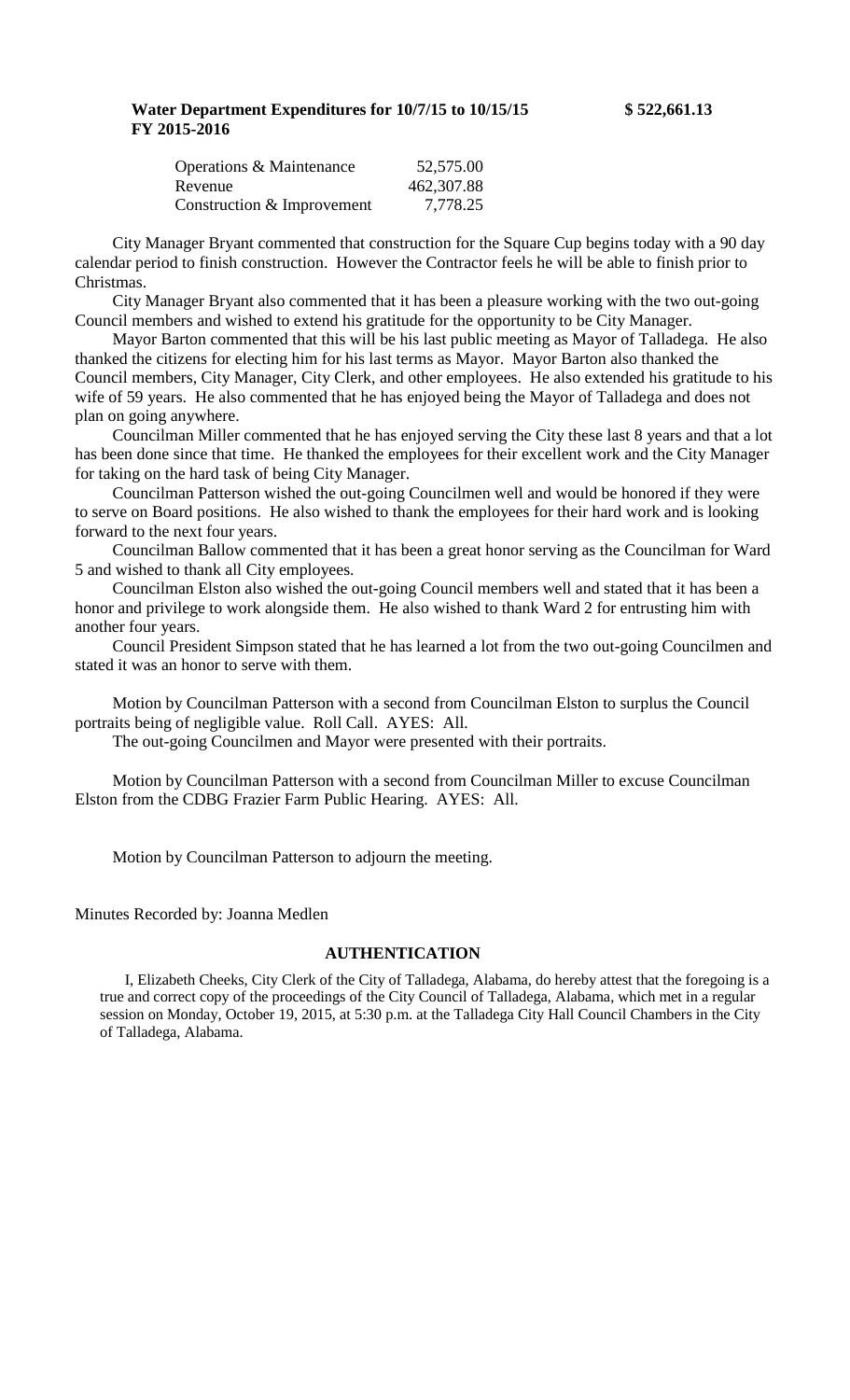**Water Department Expenditures for 10/7/15 to 10/15/15 $ 522,661.13**
**FY 2015-2016**

| | |
|---|---|
| Operations & Maintenance | 52,575.00 |
| Revenue | 462,307.88 |
| Construction & Improvement | 7,778.25 |

City Manager Bryant commented that construction for the Square Cup begins today with a 90 day calendar period to finish construction. However the Contractor feels he will be able to finish prior to Christmas.

City Manager Bryant also commented that it has been a pleasure working with the two out-going Council members and wished to extend his gratitude for the opportunity to be City Manager.

Mayor Barton commented that this will be his last public meeting as Mayor of Talladega. He also thanked the citizens for electing him for his last terms as Mayor. Mayor Barton also thanked the Council members, City Manager, City Clerk, and other employees. He also extended his gratitude to his wife of 59 years. He also commented that he has enjoyed being the Mayor of Talladega and does not plan on going anywhere.

Councilman Miller commented that he has enjoyed serving the City these last 8 years and that a lot has been done since that time. He thanked the employees for their excellent work and the City Manager for taking on the hard task of being City Manager.

Councilman Patterson wished the out-going Councilmen well and would be honored if they were to serve on Board positions. He also wished to thank the employees for their hard work and is looking forward to the next four years.

Councilman Ballow commented that it has been a great honor serving as the Councilman for Ward 5 and wished to thank all City employees.

Councilman Elston also wished the out-going Council members well and stated that it has been a honor and privilege to work alongside them. He also wished to thank Ward 2 for entrusting him with another four years.

Council President Simpson stated that he has learned a lot from the two out-going Councilmen and stated it was an honor to serve with them.

Motion by Councilman Patterson with a second from Councilman Elston to surplus the Council portraits being of negligible value. Roll Call. AYES: All.

The out-going Councilmen and Mayor were presented with their portraits.

Motion by Councilman Patterson with a second from Councilman Miller to excuse Councilman Elston from the CDBG Frazier Farm Public Hearing. AYES: All.

Motion by Councilman Patterson to adjourn the meeting.

Minutes Recorded by: Joanna Medlen

## AUTHENTICATION

I, Elizabeth Cheeks, City Clerk of the City of Talladega, Alabama, do hereby attest that the foregoing is a true and correct copy of the proceedings of the City Council of Talladega, Alabama, which met in a regular session on Monday, October 19, 2015, at 5:30 p.m. at the Talladega City Hall Council Chambers in the City of Talladega, Alabama.